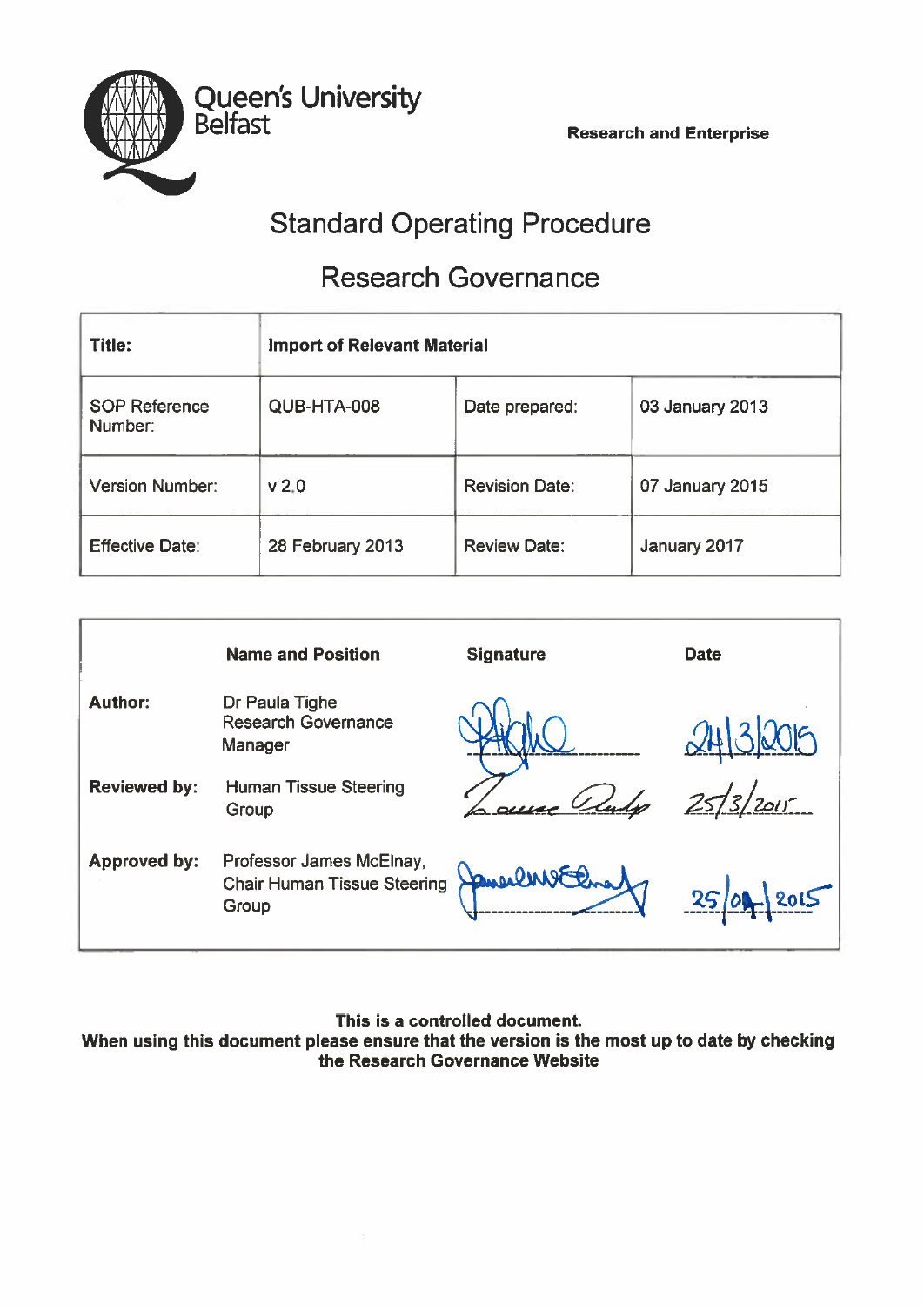Queen's University Belfast

**Research and Enterprise**

# Standard Operating Procedure

## Research Governance

| **Title:** | **Import of Relevant Material** | | |
|---|---|---|---|
| SOP Reference Number: | QUB-HTA-008 | Date prepared: | 03 January 2013 |
| Version Number: | v 2.0 | Revision Date: | 07 January 2015 |
| Effective Date: | 28 February 2013 | Review Date: | January 2017 |

| | **Name and Position** | **Signature** | **Date** |
|---|---|---|---|
| **Author:** | Dr Paula Tighe Research Governance Manager | P Tighe | 24/3/2015 |
| **Reviewed by:** | Human Tissue Steering Group | Louise Dunlop | 25/3/2015 |
| **Approved by:** | Professor James McElnay, Chair Human Tissue Steering Group | James McElnay | 25/04/2015 |

**This is a controlled document.**
**When using this document please ensure that the version is the most up to date by checking the Research Governance Website**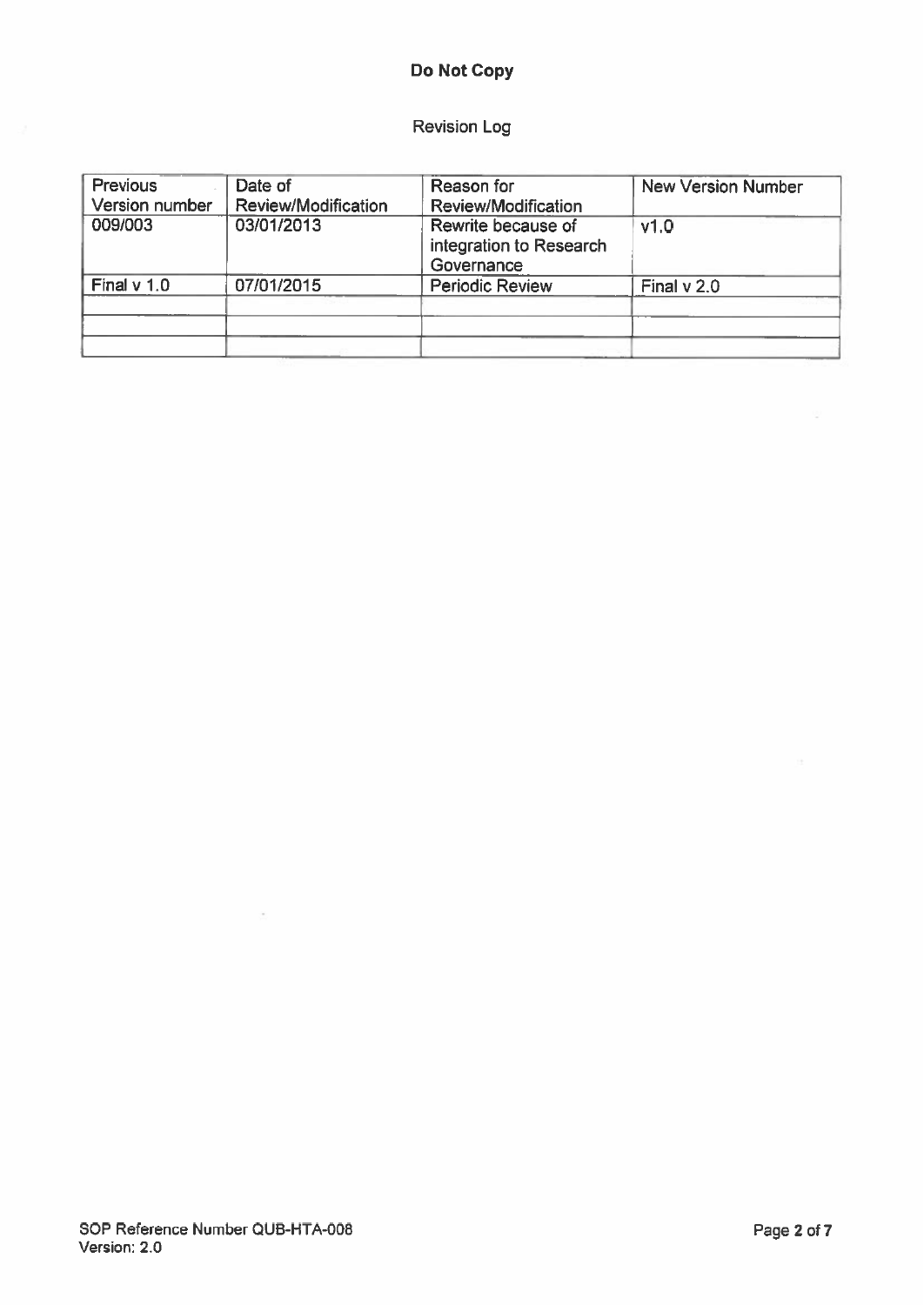**Do Not Copy**

Revision Log

| Previous Version number | Date of Review/Modification | Reason for Review/Modification | New Version Number |
|---|---|---|---|
| 009/003 | 03/01/2013 | Rewrite because of integration to Research Governance | v1.0 |
| Final v 1.0 | 07/01/2015 | Periodic Review | Final v 2.0 |
| | | | |
| | | | |
| | | | |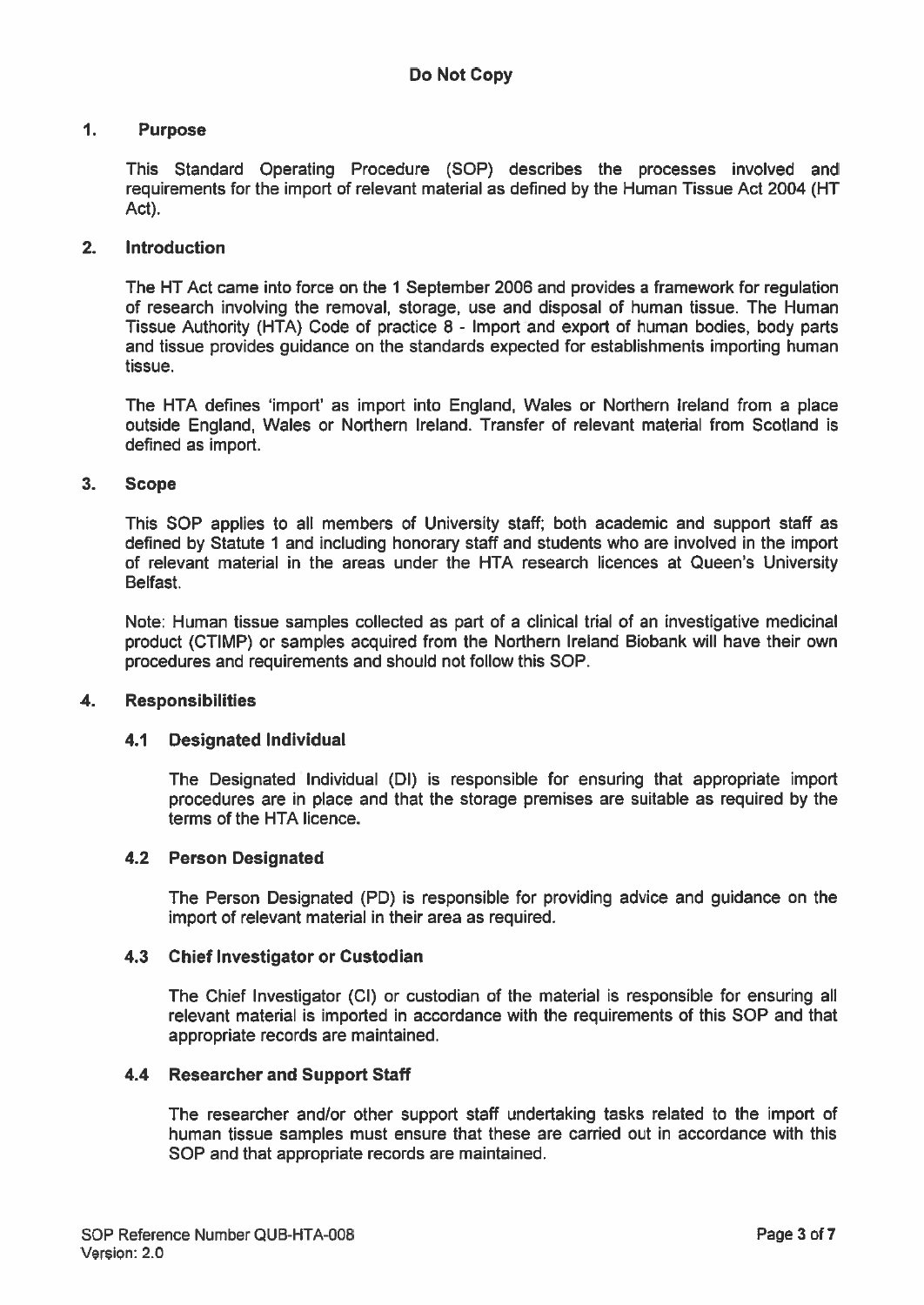## 1. Purpose

This Standard Operating Procedure (SOP) describes the processes involved and requirements for the import of relevant material as defined by the Human Tissue Act 2004 (HT Act).

## 2. Introduction

The HT Act came into force on the 1 September 2006 and provides a framework for regulation of research involving the removal, storage, use and disposal of human tissue. The Human Tissue Authority (HTA) Code of practice 8 - Import and export of human bodies, body parts and tissue provides guidance on the standards expected for establishments importing human tissue.

The HTA defines 'import' as import into England, Wales or Northern Ireland from a place outside England, Wales or Northern Ireland. Transfer of relevant material from Scotland is defined as import.

## 3. Scope

This SOP applies to all members of University staff; both academic and support staff as defined by Statute 1 and including honorary staff and students who are involved in the import of relevant material in the areas under the HTA research licences at Queen's University Belfast.

Note: Human tissue samples collected as part of a clinical trial of an investigative medicinal product (CTIMP) or samples acquired from the Northern Ireland Biobank will have their own procedures and requirements and should not follow this SOP.

## 4. Responsibilities

### 4.1 Designated Individual

The Designated Individual (DI) is responsible for ensuring that appropriate import procedures are in place and that the storage premises are suitable as required by the terms of the HTA licence.

### 4.2 Person Designated

The Person Designated (PD) is responsible for providing advice and guidance on the import of relevant material in their area as required.

### 4.3 Chief Investigator or Custodian

The Chief Investigator (CI) or custodian of the material is responsible for ensuring all relevant material is imported in accordance with the requirements of this SOP and that appropriate records are maintained.

### 4.4 Researcher and Support Staff

The researcher and/or other support staff undertaking tasks related to the import of human tissue samples must ensure that these are carried out in accordance with this SOP and that appropriate records are maintained.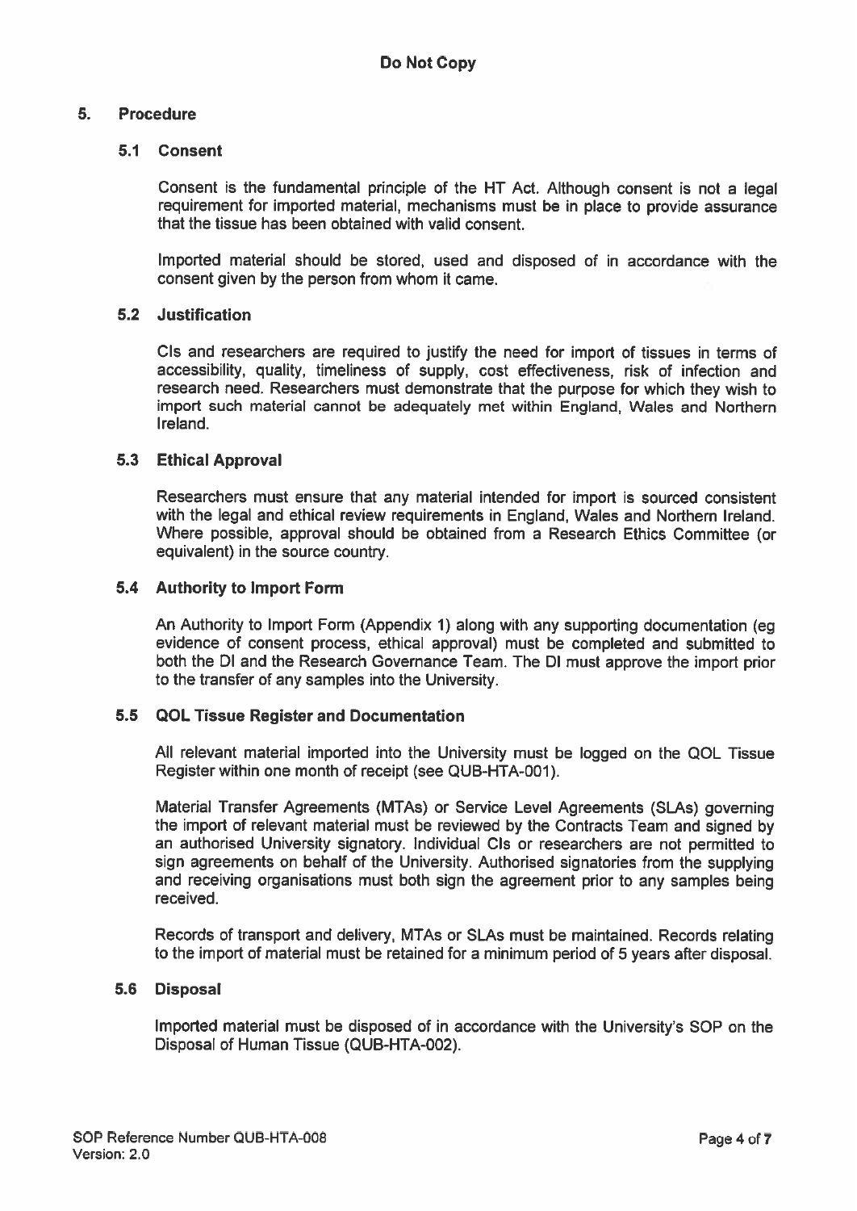## 5. Procedure

### 5.1 Consent

Consent is the fundamental principle of the HT Act. Although consent is not a legal requirement for imported material, mechanisms must be in place to provide assurance that the tissue has been obtained with valid consent.

Imported material should be stored, used and disposed of in accordance with the consent given by the person from whom it came.

### 5.2 Justification

CIs and researchers are required to justify the need for import of tissues in terms of accessibility, quality, timeliness of supply, cost effectiveness, risk of infection and research need. Researchers must demonstrate that the purpose for which they wish to import such material cannot be adequately met within England, Wales and Northern Ireland.

### 5.3 Ethical Approval

Researchers must ensure that any material intended for import is sourced consistent with the legal and ethical review requirements in England, Wales and Northern Ireland. Where possible, approval should be obtained from a Research Ethics Committee (or equivalent) in the source country.

### 5.4 Authority to Import Form

An Authority to Import Form (Appendix 1) along with any supporting documentation (eg evidence of consent process, ethical approval) must be completed and submitted to both the DI and the Research Governance Team. The DI must approve the import prior to the transfer of any samples into the University.

### 5.5 QOL Tissue Register and Documentation

All relevant material imported into the University must be logged on the QOL Tissue Register within one month of receipt (see QUB-HTA-001).

Material Transfer Agreements (MTAs) or Service Level Agreements (SLAs) governing the import of relevant material must be reviewed by the Contracts Team and signed by an authorised University signatory. Individual CIs or researchers are not permitted to sign agreements on behalf of the University. Authorised signatories from the supplying and receiving organisations must both sign the agreement prior to any samples being received.

Records of transport and delivery, MTAs or SLAs must be maintained. Records relating to the import of material must be retained for a minimum period of 5 years after disposal.

### 5.6 Disposal

Imported material must be disposed of in accordance with the University's SOP on the Disposal of Human Tissue (QUB-HTA-002).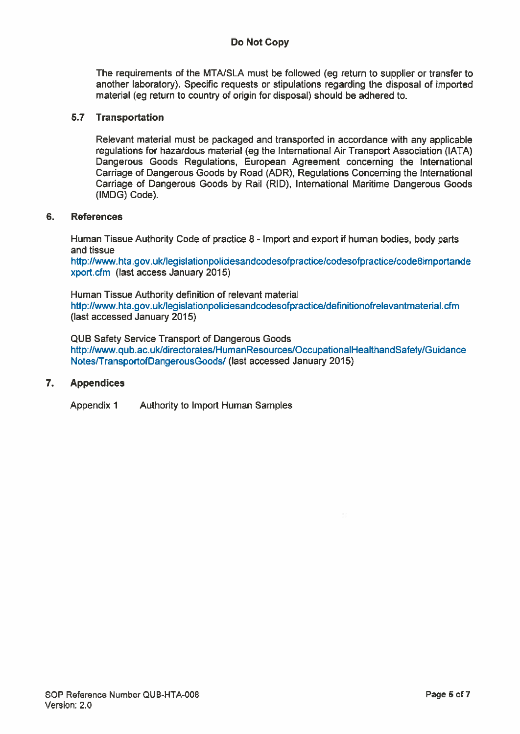The requirements of the MTA/SLA must be followed (eg return to supplier or transfer to another laboratory). Specific requests or stipulations regarding the disposal of imported material (eg return to country of origin for disposal) should be adhered to.

### 5.7 Transportation

Relevant material must be packaged and transported in accordance with any applicable regulations for hazardous material (eg the International Air Transport Association (IATA) Dangerous Goods Regulations, European Agreement concerning the International Carriage of Dangerous Goods by Road (ADR), Regulations Concerning the International Carriage of Dangerous Goods by Rail (RID), International Maritime Dangerous Goods (IMDG) Code).

## 6. References

Human Tissue Authority Code of practice 8 - Import and export if human bodies, body parts and tissue
http://www.hta.gov.uk/legislationpoliciesandcodesofpractice/codesofpractice/code8importandexport.cfm (last access January 2015)

Human Tissue Authority definition of relevant material
http://www.hta.gov.uk/legislationpoliciesandcodesofpractice/definitionofrelevantmaterial.cfm (last accessed January 2015)

QUB Safety Service Transport of Dangerous Goods
http://www.qub.ac.uk/directorates/HumanResources/OccupationalHealthandSafety/GuidanceNotes/TransportofDangerousGoods/ (last accessed January 2015)

## 7. Appendices

Appendix 1 Authority to Import Human Samples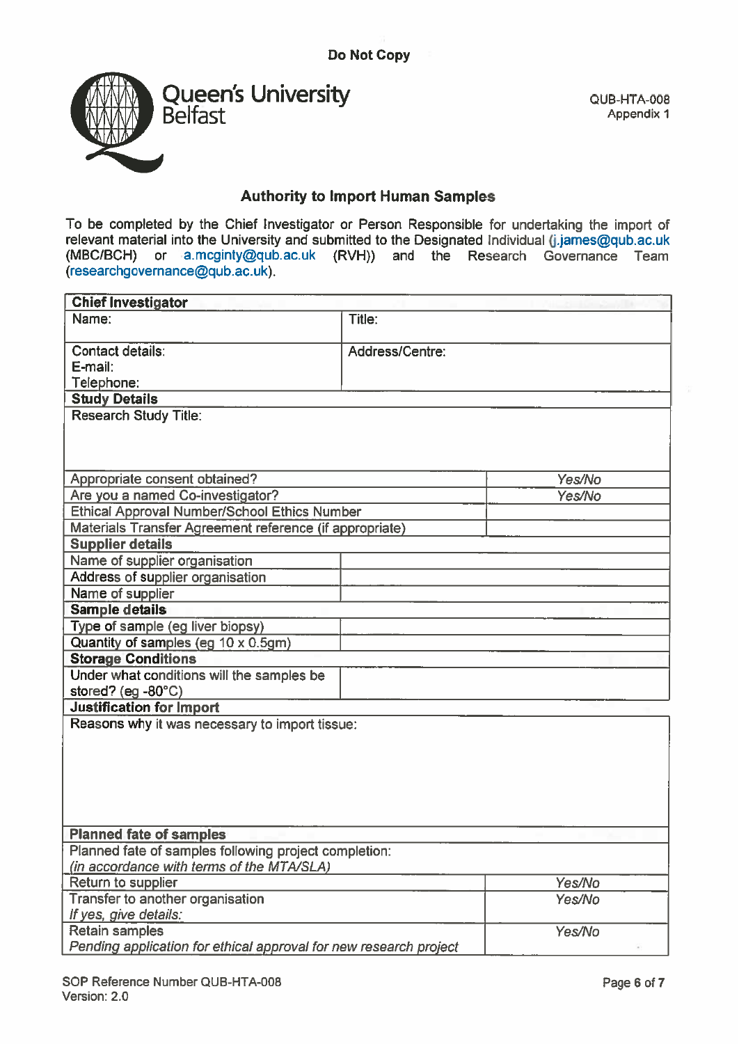Do Not Copy

QUB-HTA-008
Appendix 1

## Authority to Import Human Samples

To be completed by the Chief Investigator or Person Responsible for undertaking the import of relevant material into the University and submitted to the Designated Individual (j.james@qub.ac.uk (MBC/BCH) or a.mcginty@qub.ac.uk (RVH)) and the Research Governance Team (researchgovernance@qub.ac.uk).

| **Chief Investigator** | |
|---|---|
| Name: | Title: |
| Contact details:<br>E-mail:<br>Telephone: | Address/Centre: |
| **Study Details** | |
| Research Study Title: | |
| Appropriate consent obtained? | *Yes/No* |
| Are you a named Co-investigator? | *Yes/No* |
| Ethical Approval Number/School Ethics Number | |
| Materials Transfer Agreement reference (if appropriate) | |
| **Supplier details** | |
| Name of supplier organisation | |
| Address of supplier organisation | |
| Name of supplier | |
| **Sample details** | |
| Type of sample (eg liver biopsy) | |
| Quantity of samples (eg 10 x 0.5gm) | |
| **Storage Conditions** | |
| Under what conditions will the samples be stored? (eg -80°C) | |
| **Justification for Import** | |
| Reasons why it was necessary to import tissue: | |
| **Planned fate of samples** | |
| Planned fate of samples following project completion:<br>*(in accordance with terms of the MTA/SLA)* | |
| Return to supplier | *Yes/No* |
| Transfer to another organisation<br>*If yes, give details:* | *Yes/No* |
| Retain samples<br>*Pending application for ethical approval for new research project* | *Yes/No* |

SOP Reference Number QUB-HTA-008
Version: 2.0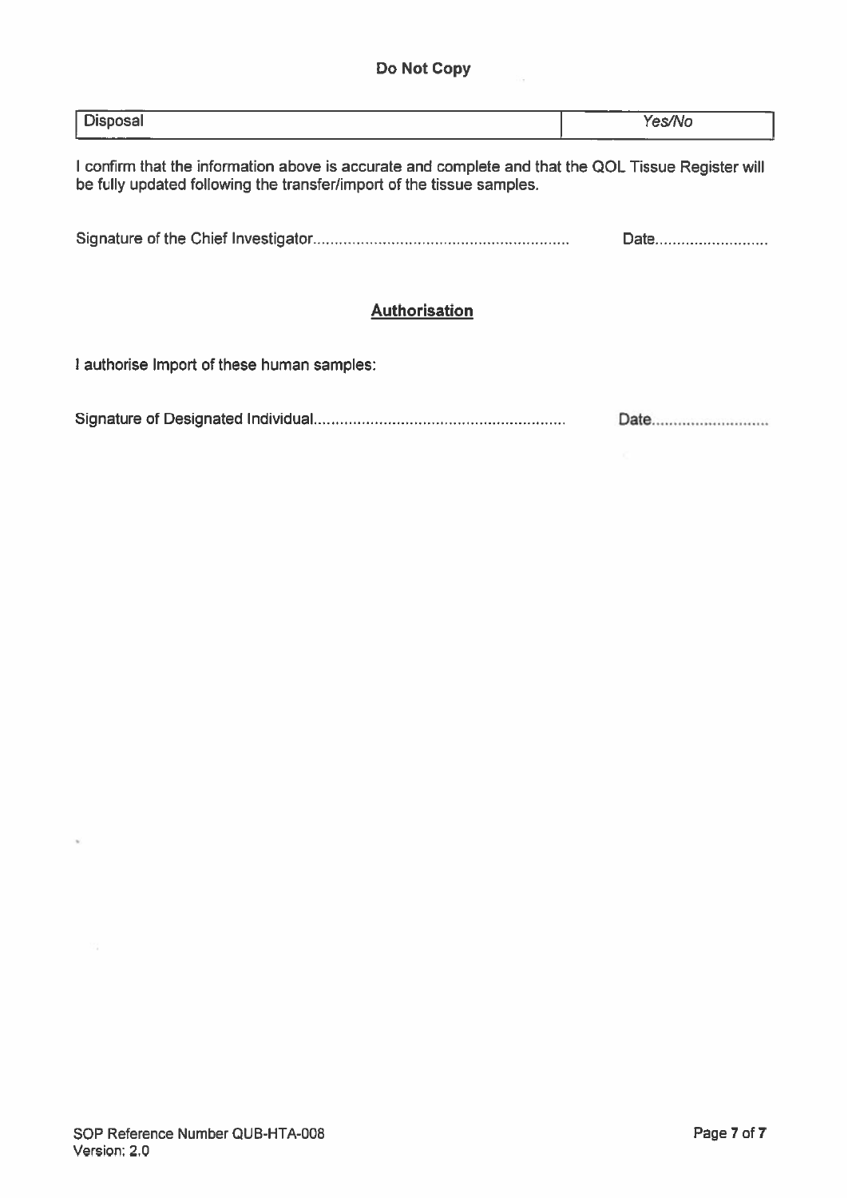**Do Not Copy**

| | |
|---|---|
| Disposal | *Yes/No* |

I confirm that the information above is accurate and complete and that the QOL Tissue Register will be fully updated following the transfer/import of the tissue samples.

Signature of the Chief Investigator.......................................................... Date..........................

## Authorisation

I authorise Import of these human samples:

Signature of Designated Individual......................................................... Date..........................

SOP Reference Number QUB-HTA-008
Version: 2.0